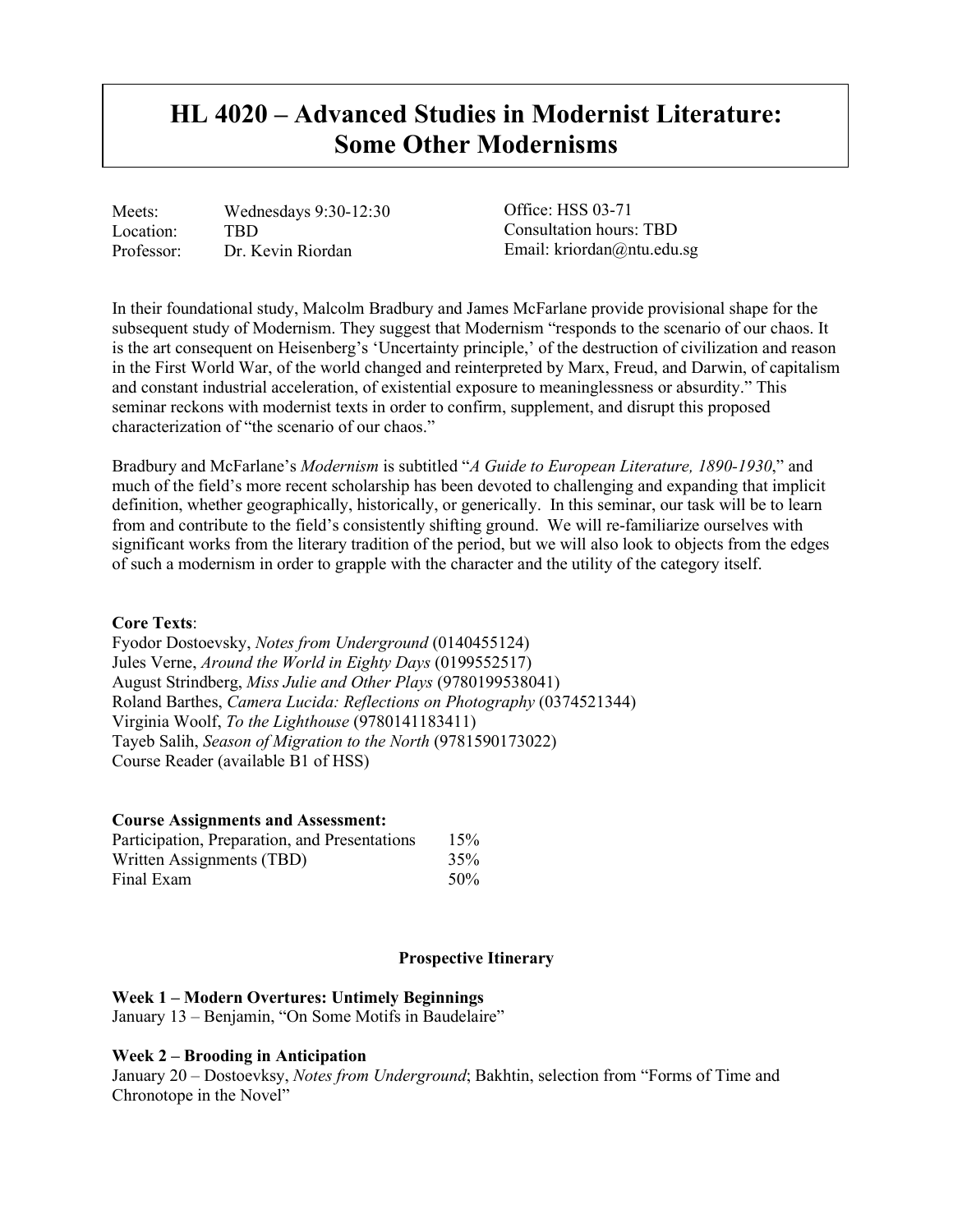# HL 4020 – Advanced Studies in Modernist Literature: Some Other Modernisms

Meets: Wednesdays 9:30-12:30
Location: TBD
Professor: Dr. Kevin Riordan

Office: HSS 03-71
Consultation hours: TBD
Email: kriordan@ntu.edu.sg

In their foundational study, Malcolm Bradbury and James McFarlane provide provisional shape for the subsequent study of Modernism. They suggest that Modernism "responds to the scenario of our chaos. It is the art consequent on Heisenberg's 'Uncertainty principle,' of the destruction of civilization and reason in the First World War, of the world changed and reinterpreted by Marx, Freud, and Darwin, of capitalism and constant industrial acceleration, of existential exposure to meaninglessness or absurdity." This seminar reckons with modernist texts in order to confirm, supplement, and disrupt this proposed characterization of "the scenario of our chaos."

Bradbury and McFarlane's *Modernism* is subtitled "*A Guide to European Literature, 1890-1930*," and much of the field's more recent scholarship has been devoted to challenging and expanding that implicit definition, whether geographically, historically, or generically. In this seminar, our task will be to learn from and contribute to the field's consistently shifting ground. We will re-familiarize ourselves with significant works from the literary tradition of the period, but we will also look to objects from the edges of such a modernism in order to grapple with the character and the utility of the category itself.

**Core Texts**:
Fyodor Dostoevsky, *Notes from Underground* (0140455124)
Jules Verne, *Around the World in Eighty Days* (0199552517)
August Strindberg, *Miss Julie and Other Plays* (9780199538041)
Roland Barthes, *Camera Lucida: Reflections on Photography* (0374521344)
Virginia Woolf, *To the Lighthouse* (9780141183411)
Tayeb Salih, *Season of Migration to the North* (9781590173022)
Course Reader (available B1 of HSS)

**Course Assignments and Assessment:**

| | |
|---|---|
| Participation, Preparation, and Presentations | 15% |
| Written Assignments (TBD) | 35% |
| Final Exam | 50% |

## Prospective Itinerary

**Week 1 – Modern Overtures: Untimely Beginnings**
January 13 – Benjamin, "On Some Motifs in Baudelaire"

**Week 2 – Brooding in Anticipation**
January 20 – Dostoevksy, *Notes from Underground*; Bakhtin, selection from "Forms of Time and Chronotope in the Novel"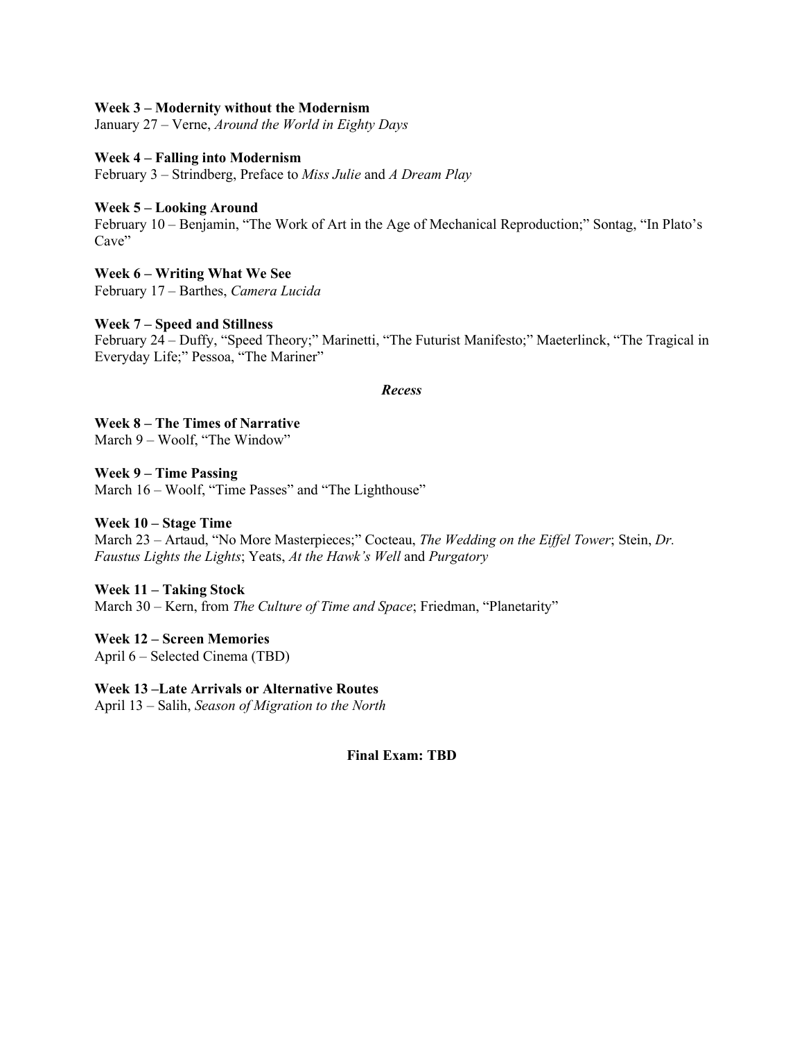**Week 3 – Modernity without the Modernism**
January 27 – Verne, *Around the World in Eighty Days*

**Week 4 – Falling into Modernism**
February 3 – Strindberg, Preface to *Miss Julie* and *A Dream Play*

**Week 5 – Looking Around**
February 10 – Benjamin, "The Work of Art in the Age of Mechanical Reproduction;" Sontag, "In Plato's Cave"

**Week 6 – Writing What We See**
February 17 – Barthes, *Camera Lucida*

**Week 7 – Speed and Stillness**
February 24 – Duffy, "Speed Theory;" Marinetti, "The Futurist Manifesto;" Maeterlinck, "The Tragical in Everyday Life;" Pessoa, "The Mariner"

***Recess***

**Week 8 – The Times of Narrative**
March 9 – Woolf, "The Window"

**Week 9 – Time Passing**
March 16 – Woolf, "Time Passes" and "The Lighthouse"

**Week 10 – Stage Time**
March 23 – Artaud, "No More Masterpieces;" Cocteau, *The Wedding on the Eiffel Tower*; Stein, *Dr. Faustus Lights the Lights*; Yeats, *At the Hawk's Well* and *Purgatory*

**Week 11 – Taking Stock**
March 30 – Kern, from *The Culture of Time and Space*; Friedman, "Planetarity"

**Week 12 – Screen Memories**
April 6 – Selected Cinema (TBD)

**Week 13 –Late Arrivals or Alternative Routes**
April 13 – Salih, *Season of Migration to the North*

**Final Exam: TBD**